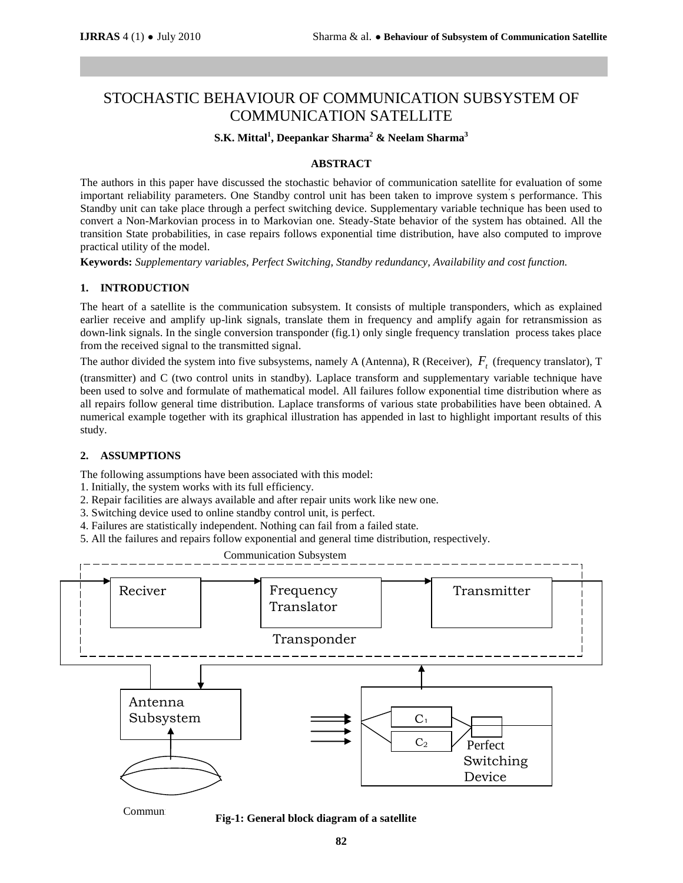# STOCHASTIC BEHAVIOUR OF COMMUNICATION SUBSYSTEM OF COMMUNICATION SATELLITE

**S.K. Mittal[1], Deepankar Sharma[2] & Neelam Sharma[3]**

### ABSTRACT

The authors in this paper have discussed the stochastic behavior of communication satellite for evaluation of some important reliability parameters. One Standby control unit has been taken to improve system's performance. This Standby unit can take place through a perfect switching device. Supplementary variable technique has been used to convert a Non-Markovian process in to Markovian one. Steady-State behavior of the system has obtained. All the transition State probabilities, in case repairs follows exponential time distribution, have also computed to improve practical utility of the model.

**Keywords:** *Supplementary variables, Perfect Switching, Standby redundancy, Availability and cost function.*

## 1. INTRODUCTION

The heart of a satellite is the communication subsystem. It consists of multiple transponders, which as explained earlier receive and amplify up-link signals, translate them in frequency and amplify again for retransmission as down-link signals. In the single conversion transponder (fig.1) only single frequency translation process takes place from the received signal to the transmitted signal.

The author divided the system into five subsystems, namely A (Antenna), R (Receiver), $F_t$ (frequency translator), T (transmitter) and C (two control units in standby). Laplace transform and supplementary variable technique have been used to solve and formulate of mathematical model. All failures follow exponential time distribution where as all repairs follow general time distribution. Laplace transforms of various state probabilities have been obtained. A numerical example together with its graphical illustration has appended in last to highlight important results of this study.

## 2. ASSUMPTIONS

The following assumptions have been associated with this model:

1. Initially, the system works with its full efficiency.
2. Repair facilities are always available and after repair units work like new one.
3. Switching device used to online standby control unit, is perfect.
4. Failures are statistically independent. Nothing can fail from a failed state.
5. All the failures and repairs follow exponential and general time distribution, respectively.

Communication Subsystem

Reciver | Frequency Translator | Transmitter

Transponder

Antenna Subsystem

$C_1$ | $C_2$ | Perfect Switching Device

Commun

**Fig-1: General block diagram of a satellite**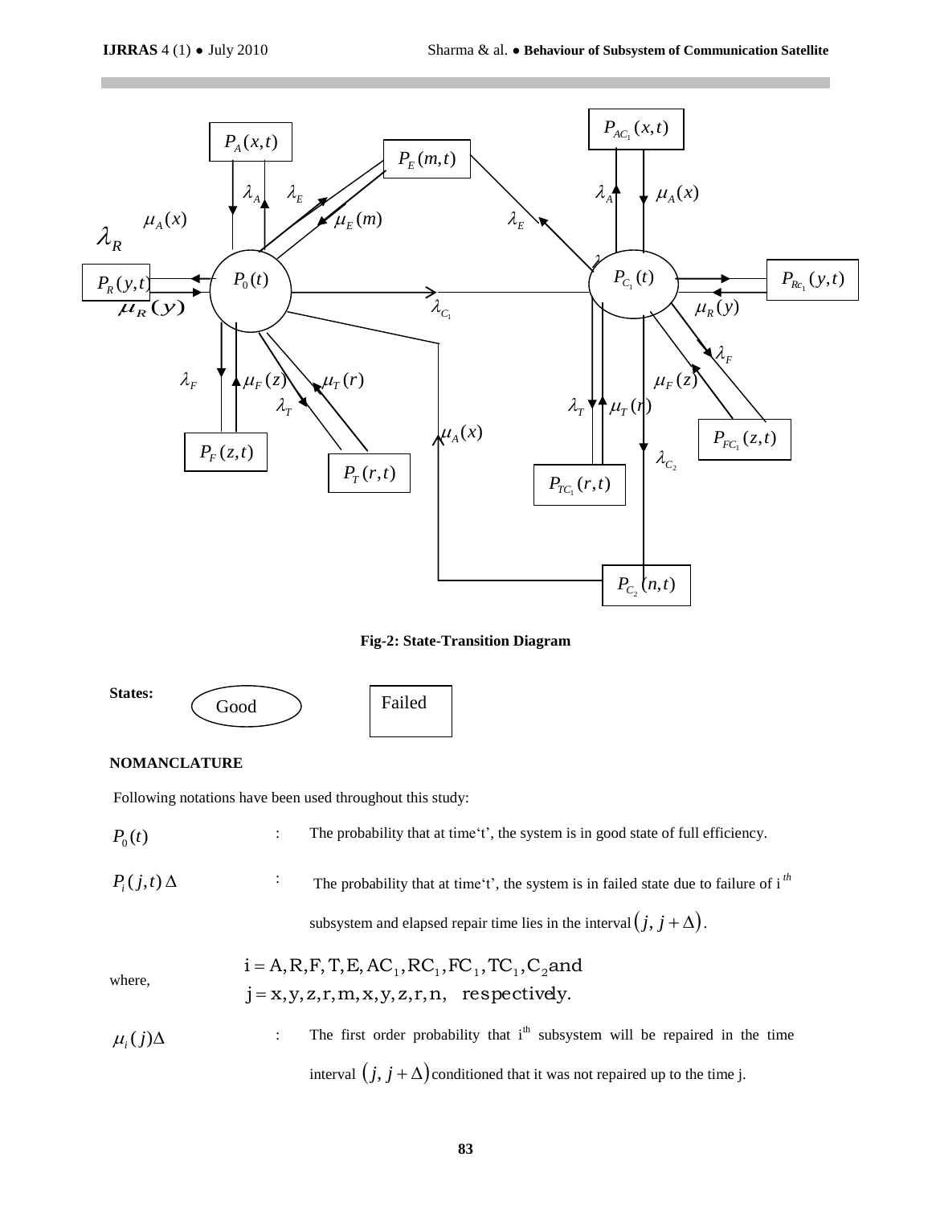**Fig-2: State-Transition Diagram**

**States:** Good | Failed

**NOMANCLATURE**

Following notations have been used throughout this study:

$P_0(t)$ : The probability that at time't', the system is in good state of full efficiency.

$P_i(j,t)\,\Delta$ : The probability that at time't', the system is in failed state due to failure of i $^{th}$ subsystem and elapsed repair time lies in the interval $(j, j+\Delta)$.

where, $i = A, R, F, T, E, AC_1, RC_1, FC_1, TC_1, C_2$ and $j = x, y, z, r, m, x, y, z, r, n,$ respectively.

$\mu_i(j)\Delta$ : The first order probability that i$^{th}$ subsystem will be repaired in the time interval $(j, j+\Delta)$ conditioned that it was not repaired up to the time j.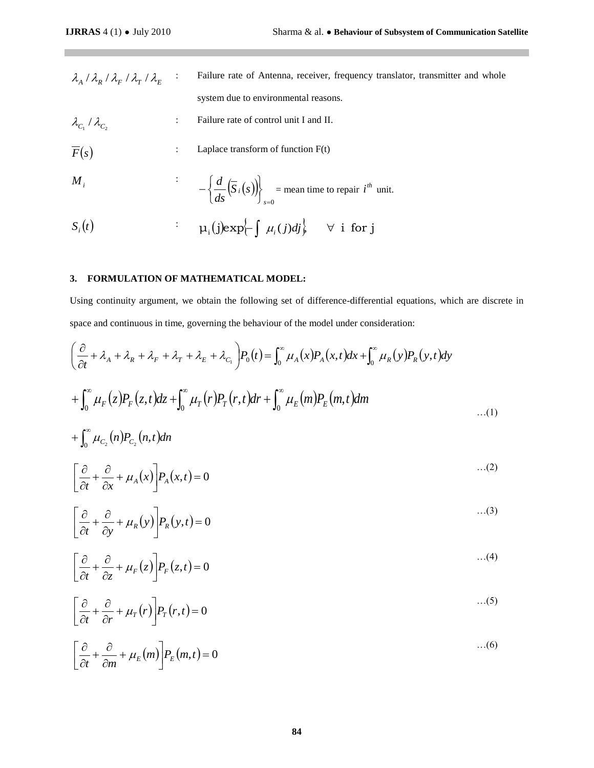| | | |
|---|---|---|
| $\lambda_A / \lambda_R / \lambda_F / \lambda_T / \lambda_E$ | : | Failure rate of Antenna, receiver, frequency translator, transmitter and whole system due to environmental reasons. |
| $\lambda_{C_1} / \lambda_{C_2}$ | : | Failure rate of control unit I and II. |
| $\overline{F}(s)$ | : | Laplace transform of function F(t) |
| $M_i$ | : | $-\left\{\dfrac{d}{ds}\left(\overline{S}_i(s)\right)\right\}_{s=0}$ = mean time to repair $i^{th}$ unit. |
| $S_i(t)$ | : | $\mu_i(j)\exp\left\{-\int \mu_i(j)dj\right\}, \quad \forall$ i for j |

### 3. FORMULATION OF MATHEMATICAL MODEL:

Using continuity argument, we obtain the following set of difference-differential equations, which are discrete in space and continuous in time, governing the behaviour of the model under consideration:

$$\left(\frac{\partial}{\partial t} + \lambda_A + \lambda_R + \lambda_F + \lambda_T + \lambda_E + \lambda_{C_1}\right)P_0(t) = \int_0^\infty \mu_A(x)P_A(x,t)dx + \int_0^\infty \mu_R(y)P_R(y,t)dy$$

$$+\int_0^\infty \mu_F(z)P_F(z,t)dz + \int_0^\infty \mu_T(r)P_T(r,t)dr + \int_0^\infty \mu_E(m)P_E(m,t)dm \quad \ldots(1)$$

$$+\int_0^\infty \mu_{C_2}(n)P_{C_2}(n,t)dn$$

$$\left[\frac{\partial}{\partial t} + \frac{\partial}{\partial x} + \mu_A(x)\right]P_A(x,t) = 0 \quad \ldots(2)$$

$$\left[\frac{\partial}{\partial t} + \frac{\partial}{\partial y} + \mu_R(y)\right]P_R(y,t) = 0 \quad \ldots(3)$$

$$\left[\frac{\partial}{\partial t} + \frac{\partial}{\partial z} + \mu_F(z)\right]P_F(z,t) = 0 \quad \ldots(4)$$

$$\left[\frac{\partial}{\partial t} + \frac{\partial}{\partial r} + \mu_T(r)\right]P_T(r,t) = 0 \quad \ldots(5)$$

$$\left[\frac{\partial}{\partial t} + \frac{\partial}{\partial m} + \mu_E(m)\right]P_E(m,t) = 0 \quad \ldots(6)$$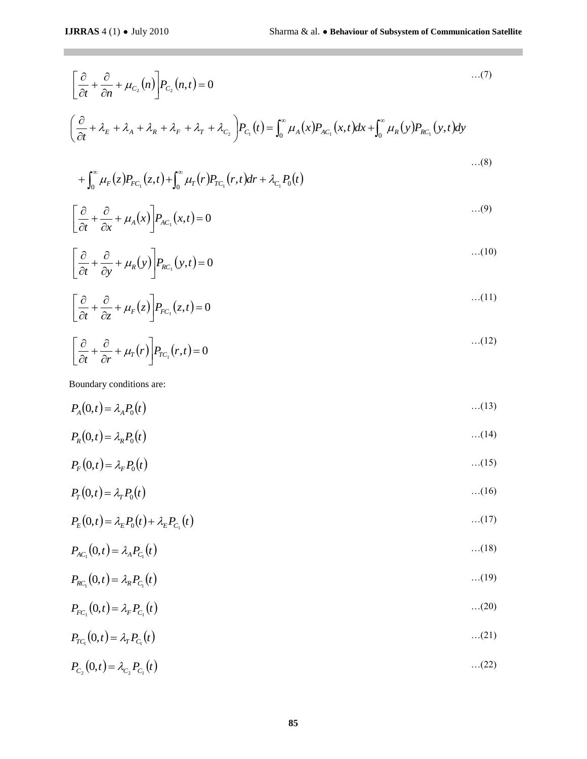$$\left[\frac{\partial}{\partial t}+\frac{\partial}{\partial n}+\mu_{C_2}(n)\right]P_{C_2}(n,t)=0 \quad \ldots(7)$$

$$\left(\frac{\partial}{\partial t}+\lambda_E+\lambda_A+\lambda_R+\lambda_F+\lambda_T+\lambda_{C_2}\right)P_{C_1}(t)=\int_0^\infty \mu_A(x)P_{AC_1}(x,t)dx+\int_0^\infty \mu_R(y)P_{RC_1}(y,t)dy$$

$$+\int_0^\infty \mu_F(z)P_{FC_1}(z,t)+\int_0^\infty \mu_T(r)P_{TC_1}(r,t)dr+\lambda_{C_1}P_0(t) \quad \ldots(8)$$

$$\left[\frac{\partial}{\partial t}+\frac{\partial}{\partial x}+\mu_A(x)\right]P_{AC_1}(x,t)=0 \quad \ldots(9)$$

$$\left[\frac{\partial}{\partial t}+\frac{\partial}{\partial y}+\mu_R(y)\right]P_{RC_1}(y,t)=0 \quad \ldots(10)$$

$$\left[\frac{\partial}{\partial t}+\frac{\partial}{\partial z}+\mu_F(z)\right]P_{FC_1}(z,t)=0 \quad \ldots(11)$$

$$\left[\frac{\partial}{\partial t}+\frac{\partial}{\partial r}+\mu_T(r)\right]P_{TC_1}(r,t)=0 \quad \ldots(12)$$

Boundary conditions are:

$$P_A(0,t)=\lambda_A P_0(t) \quad \ldots(13)$$

$$P_R(0,t)=\lambda_R P_0(t) \quad \ldots(14)$$

$$P_F(0,t)=\lambda_F P_0(t) \quad \ldots(15)$$

$$P_T(0,t)=\lambda_T P_0(t) \quad \ldots(16)$$

$$P_E(0,t)=\lambda_E P_0(t)+\lambda_E P_{C_1}(t) \quad \ldots(17)$$

$$P_{AC_1}(0,t)=\lambda_A P_{C_1}(t) \quad \ldots(18)$$

$$P_{RC_1}(0,t)=\lambda_R P_{C_1}(t) \quad \ldots(19)$$

$$P_{FC_1}(0,t)=\lambda_F P_{C_1}(t) \quad \ldots(20)$$

$$P_{TC_1}(0,t)=\lambda_T P_{C_1}(t) \quad \ldots(21)$$

$$P_{C_2}(0,t)=\lambda_{C_2} P_{C_1}(t) \quad \ldots(22)$$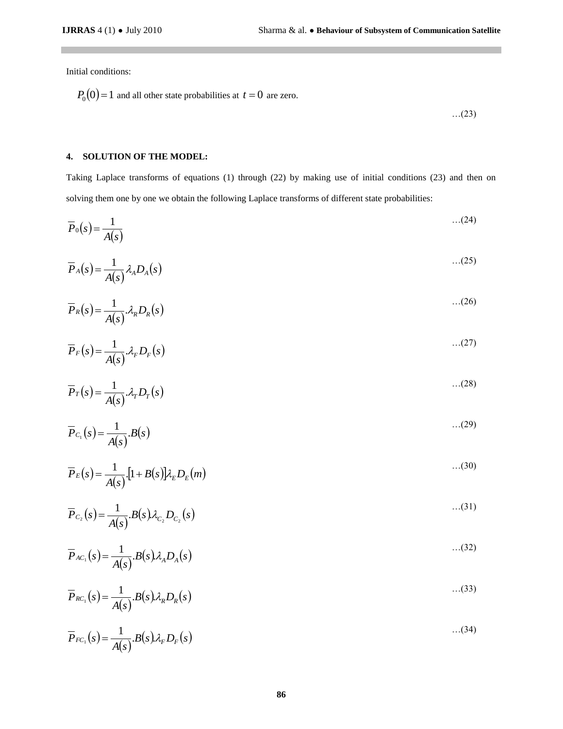Initial conditions:

$P_0(0) = 1$ and all other state probabilities at $t = 0$ are zero.

$$\ldots(23)$$

## 4. SOLUTION OF THE MODEL:

Taking Laplace transforms of equations (1) through (22) by making use of initial conditions (23) and then on solving them one by one we obtain the following Laplace transforms of different state probabilities:

$$\overline{P}_0(s) = \frac{1}{A(s)} \quad \ldots(24)$$

$$\overline{P}_A(s) = \frac{1}{A(s)} \lambda_A D_A(s) \quad \ldots(25)$$

$$\overline{P}_R(s) = \frac{1}{A(s)} . \lambda_R D_R(s) \quad \ldots(26)$$

$$\overline{P}_F(s) = \frac{1}{A(s)} . \lambda_F D_F(s) \quad \ldots(27)$$

$$\overline{P}_T(s) = \frac{1}{A(s)} . \lambda_T D_T(s) \quad \ldots(28)$$

$$\overline{P}_{C_1}(s) = \frac{1}{A(s)} . B(s) \quad \ldots(29)$$

$$\overline{P}_E(s) = \frac{1}{A(s)} . [1 + B(s)] \lambda_E D_E(m) \quad \ldots(30)$$

$$\overline{P}_{C_2}(s) = \frac{1}{A(s)} . B(s) \lambda_{C_2} D_{C_2}(s) \quad \ldots(31)$$

$$\overline{P}_{AC_1}(s) = \frac{1}{A(s)} . B(s) \lambda_A D_A(s) \quad \ldots(32)$$

$$\overline{P}_{RC_1}(s) = \frac{1}{A(s)} . B(s) \lambda_R D_R(s) \quad \ldots(33)$$

$$\overline{P}_{FC_1}(s) = \frac{1}{A(s)} . B(s) \lambda_F D_F(s) \quad \ldots(34)$$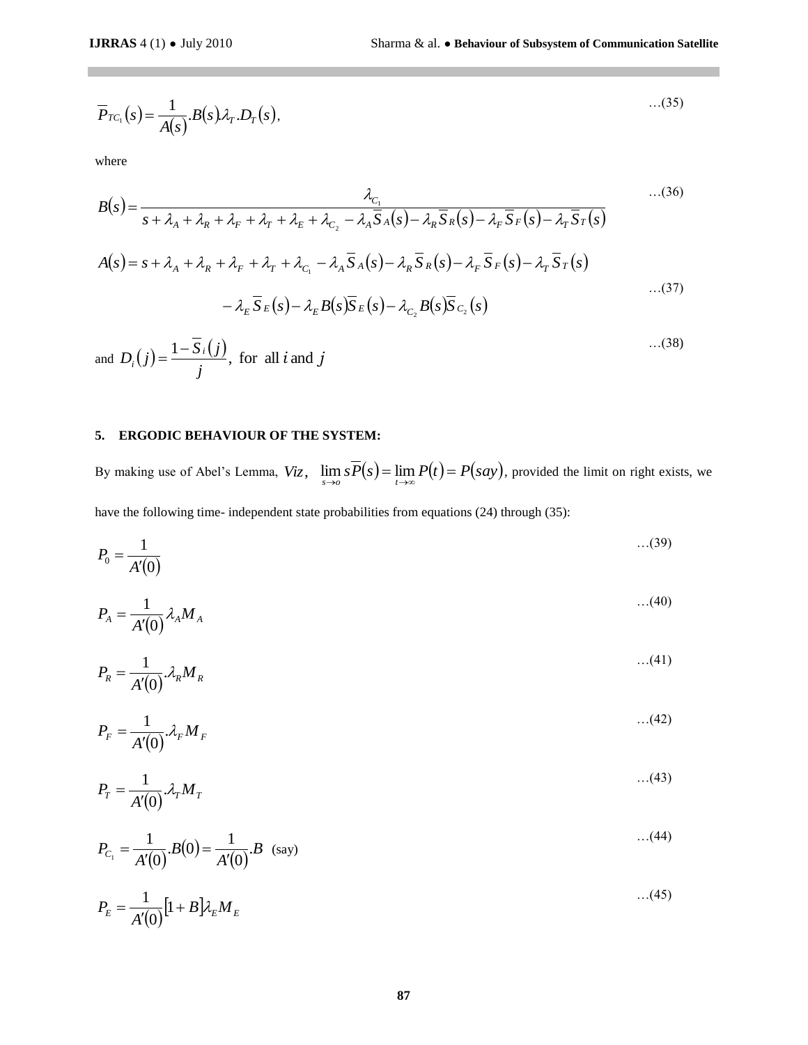$$\overline{P}_{TC_1}(s) = \frac{1}{A(s)}.B(s)\lambda_T.D_T(s), \qquad \text{…(35)}$$

where

$$B(s) = \frac{\lambda_{C_1}}{s + \lambda_A + \lambda_R + \lambda_F + \lambda_T + \lambda_E + \lambda_{C_2} - \lambda_A \overline{S}_A(s) - \lambda_R \overline{S}_R(s) - \lambda_F \overline{S}_F(s) - \lambda_T \overline{S}_T(s)} \qquad \text{…(36)}$$

$$A(s) = s + \lambda_A + \lambda_R + \lambda_F + \lambda_T + \lambda_{C_1} - \lambda_A \overline{S}_A(s) - \lambda_R \overline{S}_R(s) - \lambda_F \overline{S}_F(s) - \lambda_T \overline{S}_T(s)$$
$$- \lambda_E \overline{S}_E(s) - \lambda_E B(s)\overline{S}_E(s) - \lambda_{C_2} B(s)\overline{S}_{C_2}(s) \qquad \text{…(37)}$$

and $D_i(j) = \dfrac{1 - \overline{S}_i(j)}{j}$, for all $i$ and $j$ …(38)

## 5. ERGODIC BEHAVIOUR OF THE SYSTEM:

By making use of Abel's Lemma, *Viz*, $\lim_{s \to o} s\overline{P}(s) = \lim_{t \to \infty} P(t) = P(say)$, provided the limit on right exists, we have the following time- independent state probabilities from equations (24) through (35):

$$P_0 = \frac{1}{A'(0)} \qquad \text{…(39)}$$

$$P_A = \frac{1}{A'(0)}\lambda_A M_A \qquad \text{…(40)}$$

$$P_R = \frac{1}{A'(0)}.\lambda_R M_R \qquad \text{…(41)}$$

$$P_F = \frac{1}{A'(0)}.\lambda_F M_F \qquad \text{…(42)}$$

$$P_T = \frac{1}{A'(0)}.\lambda_T M_T \qquad \text{…(43)}$$

$$P_{C_1} = \frac{1}{A'(0)}.B(0) = \frac{1}{A'(0)}.B \text{ (say)} \qquad \text{…(44)}$$

$$P_E = \frac{1}{A'(0)}[1 + B]\lambda_E M_E \qquad \text{…(45)}$$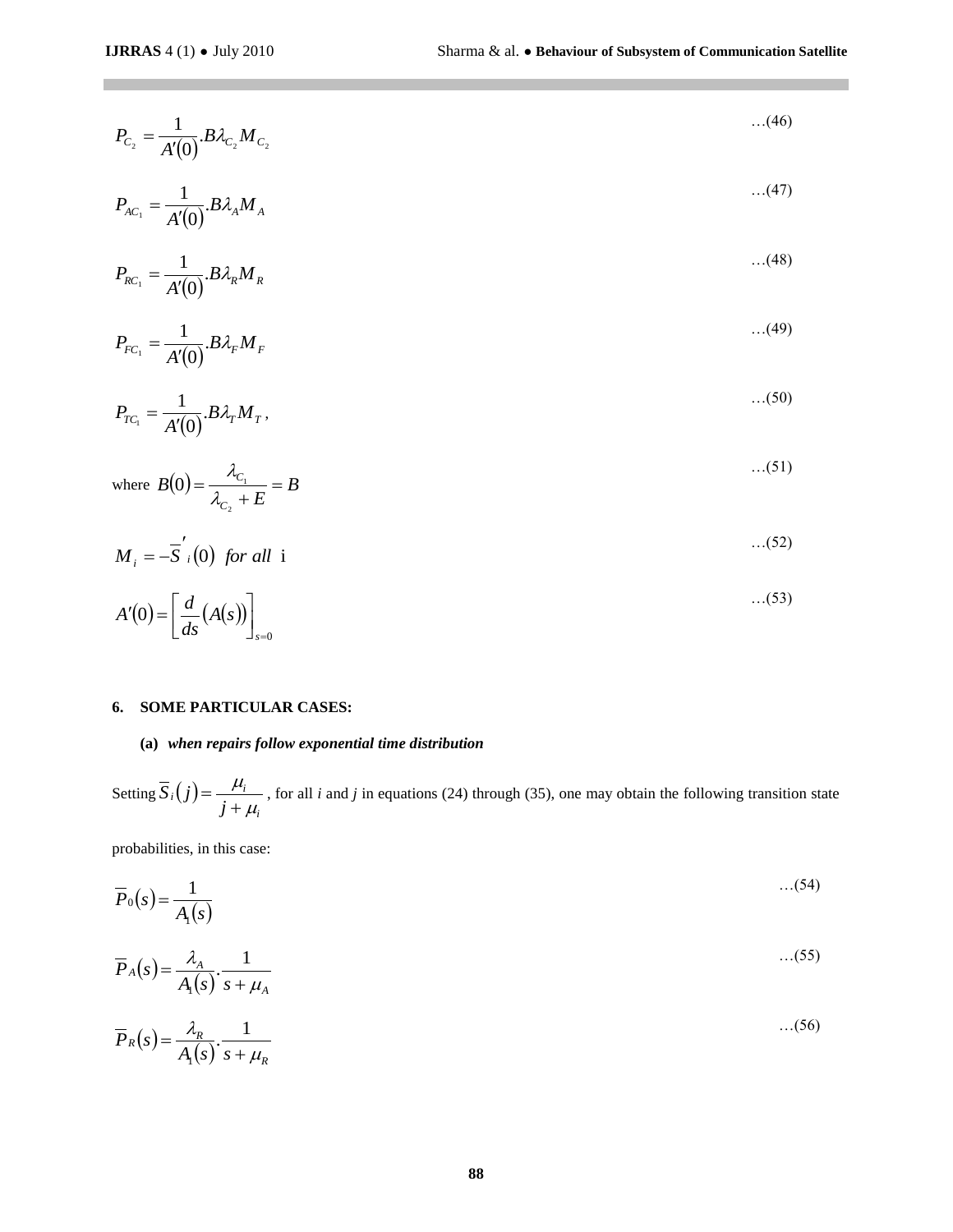$$P_{C_2} = \frac{1}{A'(0)} . B\lambda_{C_2} M_{C_2} \quad \ldots(46)$$

$$P_{AC_1} = \frac{1}{A'(0)} . B\lambda_A M_A \quad \ldots(47)$$

$$P_{RC_1} = \frac{1}{A'(0)} . B\lambda_R M_R \quad \ldots(48)$$

$$P_{FC_1} = \frac{1}{A'(0)} . B\lambda_F M_F \quad \ldots(49)$$

$$P_{TC_1} = \frac{1}{A'(0)} . B\lambda_T M_T , \quad \ldots(50)$$

where $B(0) = \dfrac{\lambda_{C_1}}{\lambda_{C_2} + E} = B$ …(51)

$$M_i = -\overline{S}'_i(0) \ \ \textit{for all} \ \ \text{i} \quad \ldots(52)$$

$$A'(0) = \left[ \frac{d}{ds}\left(A(s)\right) \right]_{s=0} \quad \ldots(53)$$

## 6. SOME PARTICULAR CASES:

**(a)** ***when repairs follow exponential time distribution***

Setting $\overline{S}_i(j) = \dfrac{\mu_i}{j + \mu_i}$ , for all *i* and *j* in equations (24) through (35), one may obtain the following transition state probabilities, in this case:

$$\overline{P}_0(s) = \frac{1}{A_1(s)} \quad \ldots(54)$$

$$\overline{P}_A(s) = \frac{\lambda_A}{A_1(s)} . \frac{1}{s + \mu_A} \quad \ldots(55)$$

$$\overline{P}_R(s) = \frac{\lambda_R}{A_1(s)} . \frac{1}{s + \mu_R} \quad \ldots(56)$$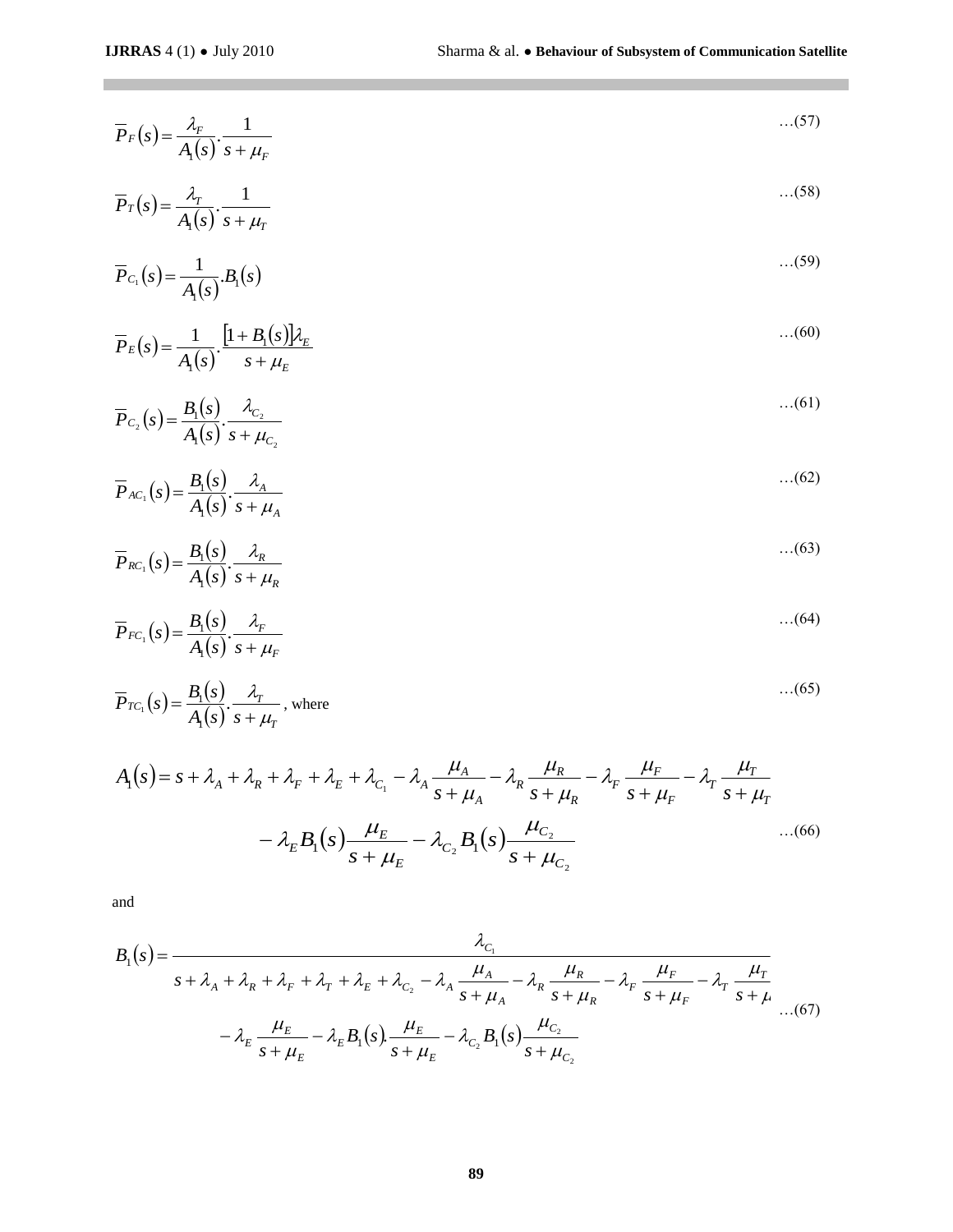$$\overline{P}_F(s) = \frac{\lambda_F}{A_1(s)} \cdot \frac{1}{s + \mu_F} \qquad \text{...(57)}$$

$$\overline{P}_T(s) = \frac{\lambda_T}{A_1(s)} \cdot \frac{1}{s + \mu_T} \qquad \text{...(58)}$$

$$\overline{P}_{C_1}(s) = \frac{1}{A_1(s)} . B_1(s) \qquad \text{...(59)}$$

$$\overline{P}_E(s) = \frac{1}{A_1(s)} \cdot \frac{[1 + B_1(s)]\lambda_E}{s + \mu_E} \qquad \text{...(60)}$$

$$\overline{P}_{C_2}(s) = \frac{B_1(s)}{A_1(s)} \cdot \frac{\lambda_{C_2}}{s + \mu_{C_2}} \qquad \text{...(61)}$$

$$\overline{P}_{AC_1}(s) = \frac{B_1(s)}{A_1(s)} \cdot \frac{\lambda_A}{s + \mu_A} \qquad \text{...(62)}$$

$$\overline{P}_{RC_1}(s) = \frac{B_1(s)}{A_1(s)} \cdot \frac{\lambda_R}{s + \mu_R} \qquad \text{...(63)}$$

$$\overline{P}_{FC_1}(s) = \frac{B_1(s)}{A_1(s)} \cdot \frac{\lambda_F}{s + \mu_F} \qquad \text{...(64)}$$

$$\overline{P}_{TC_1}(s) = \frac{B_1(s)}{A_1(s)} \cdot \frac{\lambda_T}{s + \mu_T}, \text{ where} \qquad \text{...(65)}$$

$$A_1(s) = s + \lambda_A + \lambda_R + \lambda_F + \lambda_E + \lambda_{C_1} - \lambda_A \frac{\mu_A}{s + \mu_A} - \lambda_R \frac{\mu_R}{s + \mu_R} - \lambda_F \frac{\mu_F}{s + \mu_F} - \lambda_T \frac{\mu_T}{s + \mu_T} - \lambda_E B_1(s) \frac{\mu_E}{s + \mu_E} - \lambda_{C_2} B_1(s) \frac{\mu_{C_2}}{s + \mu_{C_2}} \qquad \text{...(66)}$$

and

$$B_1(s) = \frac{\lambda_{C_1}}{s + \lambda_A + \lambda_R + \lambda_F + \lambda_T + \lambda_E + \lambda_{C_2} - \lambda_A \frac{\mu_A}{s + \mu_A} - \lambda_R \frac{\mu_R}{s + \mu_R} - \lambda_F \frac{\mu_F}{s + \mu_F} - \lambda_T \frac{\mu_T}{s + \mu_T} - \lambda_E \frac{\mu_E}{s + \mu_E} - \lambda_E B_1(s) . \frac{\mu_E}{s + \mu_E} - \lambda_{C_2} B_1(s) \frac{\mu_{C_2}}{s + \mu_{C_2}}} \qquad \text{...(67)}$$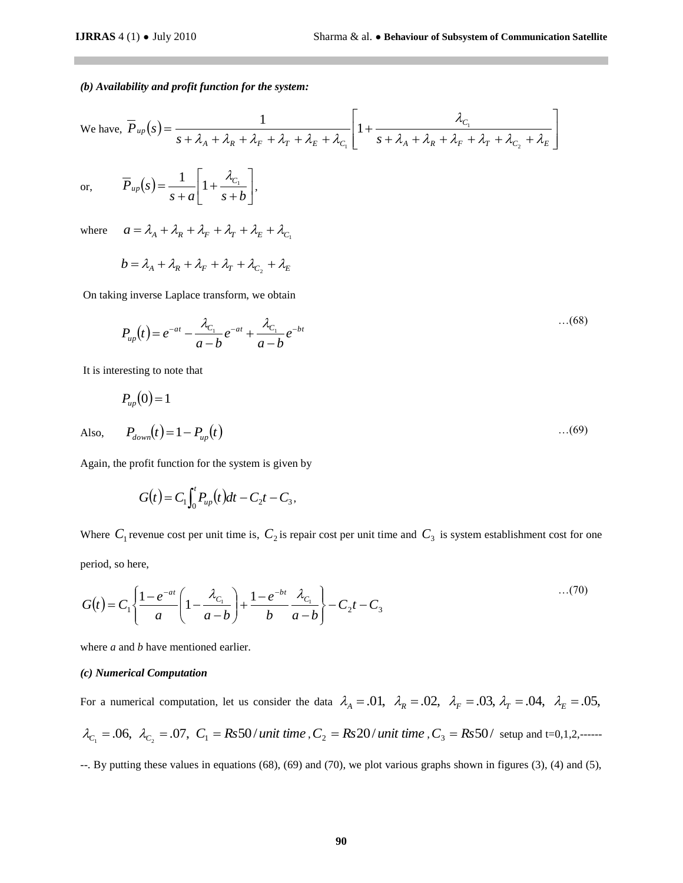***(b) Availability and profit function for the system:***

We have, $\overline{P}_{up}(s) = \dfrac{1}{s+\lambda_A+\lambda_R+\lambda_F+\lambda_T+\lambda_E+\lambda_{C_1}}\left[1+\dfrac{\lambda_{C_1}}{s+\lambda_A+\lambda_R+\lambda_F+\lambda_T+\lambda_{C_2}+\lambda_E}\right]$

or, $\overline{P}_{up}(s) = \dfrac{1}{s+a}\left[1+\dfrac{\lambda_{C_1}}{s+b}\right]$,

where $a = \lambda_A+\lambda_R+\lambda_F+\lambda_T+\lambda_E+\lambda_{C_1}$

$b = \lambda_A+\lambda_R+\lambda_F+\lambda_T+\lambda_{C_2}+\lambda_E$

On taking inverse Laplace transform, we obtain

$$P_{up}(t) = e^{-at} - \frac{\lambda_{C_1}}{a-b}e^{-at} + \frac{\lambda_{C_1}}{a-b}e^{-bt} \qquad \ldots(68)$$

It is interesting to note that

$$P_{up}(0) = 1$$

Also, $$P_{down}(t) = 1 - P_{up}(t) \qquad \ldots(69)$$

Again, the profit function for the system is given by

$$G(t) = C_1\int_0^t P_{up}(t)dt - C_2 t - C_3,$$

Where $C_1$ revenue cost per unit time is, $C_2$ is repair cost per unit time and $C_3$ is system establishment cost for one period, so here,

$$G(t) = C_1\left\{\frac{1-e^{-at}}{a}\left(1-\frac{\lambda_{C_1}}{a-b}\right)+\frac{1-e^{-bt}}{b}\frac{\lambda_{C_1}}{a-b}\right\} - C_2 t - C_3 \qquad \ldots(70)$$

where *a* and *b* have mentioned earlier.

***(c) Numerical Computation***

For a numerical computation, let us consider the data $\lambda_A = .01,\ \lambda_R = .02,\ \lambda_F = .03,\ \lambda_T = .04,\ \lambda_E = .05,$ $\lambda_{C_1} = .06,\ \lambda_{C_2} = .07,\ C_1 = Rs50/unit\ time,\ C_2 = Rs20/unit\ time,\ C_3 = Rs50/$ setup and t=0,1,2,-------. By putting these values in equations (68), (69) and (70), we plot various graphs shown in figures (3), (4) and (5),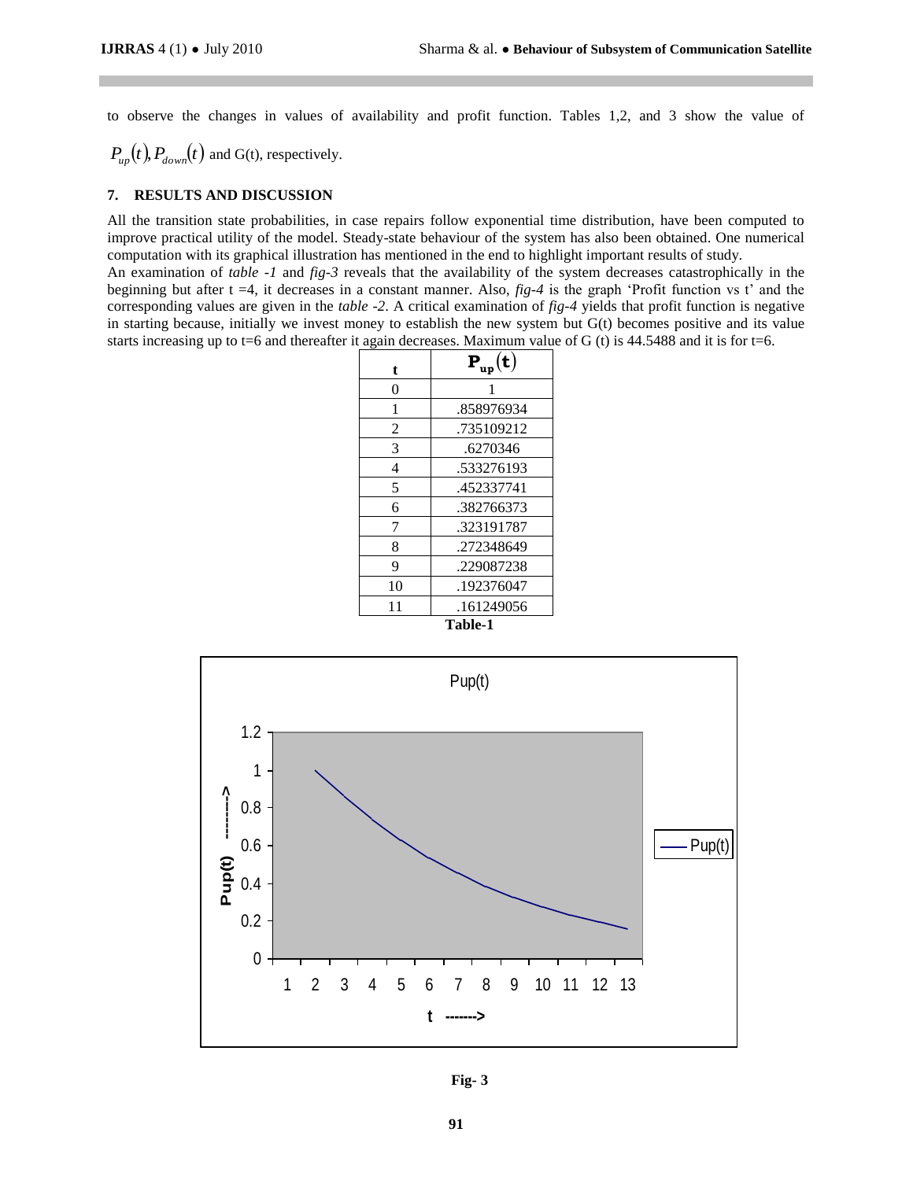to observe the changes in values of availability and profit function. Tables 1,2, and 3 show the value of $P_{up}(t), P_{down}(t)$ and G(t), respectively.

## 7. RESULTS AND DISCUSSION

All the transition state probabilities, in case repairs follow exponential time distribution, have been computed to improve practical utility of the model. Steady-state behaviour of the system has also been obtained. One numerical computation with its graphical illustration has mentioned in the end to highlight important results of study.

An examination of *table -1* and *fig-3* reveals that the availability of the system decreases catastrophically in the beginning but after t =4, it decreases in a constant manner. Also, *fig-4* is the graph 'Profit function vs t' and the corresponding values are given in the *table -2*. A critical examination of *fig-4* yields that profit function is negative in starting because, initially we invest money to establish the new system but G(t) becomes positive and its value starts increasing up to t=6 and thereafter it again decreases. Maximum value of G (t) is 44.5488 and it is for t=6.

| t | $P_{up}(t)$ |
|---|---|
| 0 | 1 |
| 1 | .858976934 |
| 2 | .735109212 |
| 3 | .6270346 |
| 4 | .533276193 |
| 5 | .452337741 |
| 6 | .382766373 |
| 7 | .323191787 |
| 8 | .272348649 |
| 9 | .229087238 |
| 10 | .192376047 |
| 11 | .161249056 |

**Table-1**

**Fig- 3**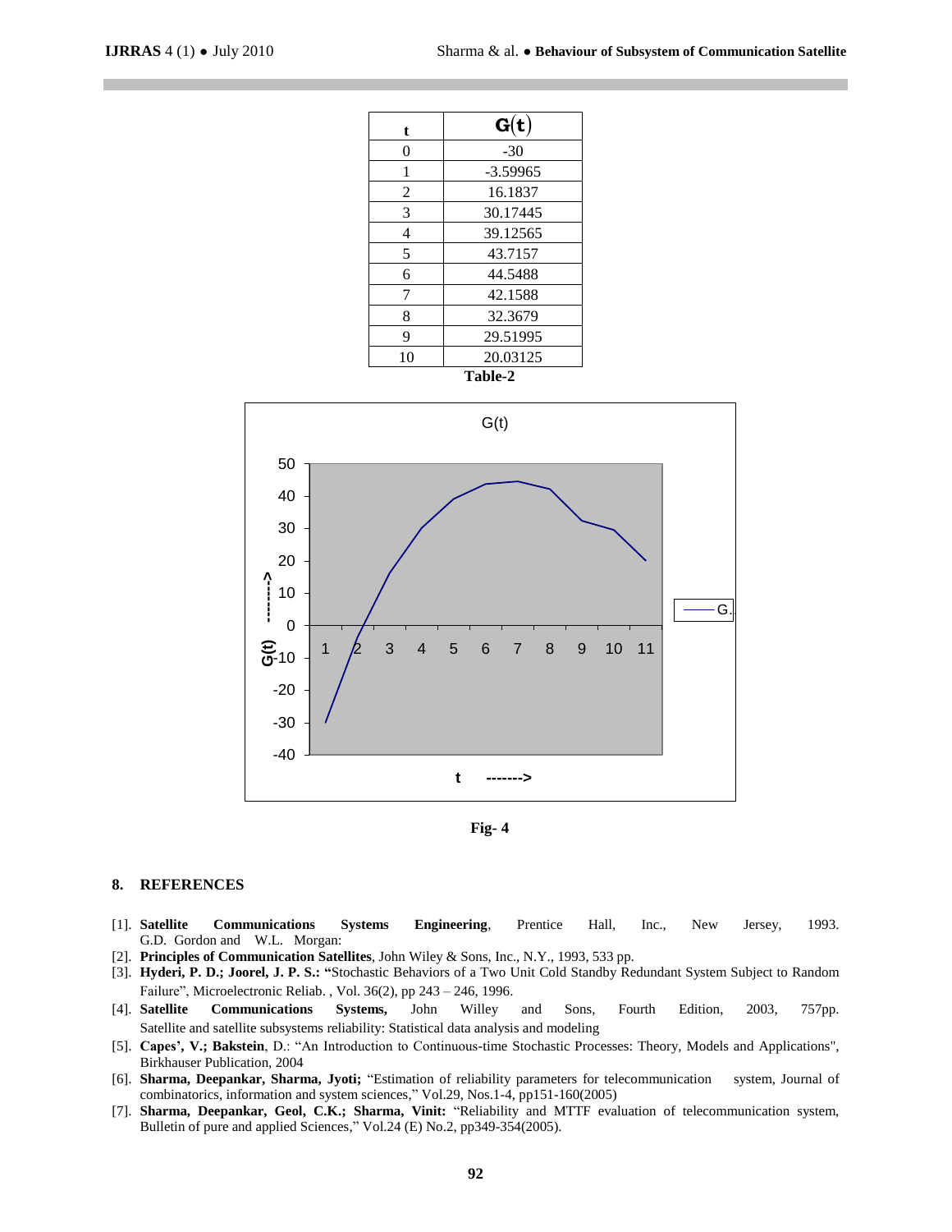| t | G(t) |
|---|---|
| 0 | -30 |
| 1 | -3.59965 |
| 2 | 16.1837 |
| 3 | 30.17445 |
| 4 | 39.12565 |
| 5 | 43.7157 |
| 6 | 44.5488 |
| 7 | 42.1588 |
| 8 | 32.3679 |
| 9 | 29.51995 |
| 10 | 20.03125 |

**Table-2**

G(t)

50
40
30
20
10
0
-10
-20
-30
-40

1 2 3 4 5 6 7 8 9 10 11

G(t) ------->

t ------->

G

**Fig- 4**

## 8. REFERENCES

[1]. **Satellite Communications Systems Engineering**, Prentice Hall, Inc., New Jersey, 1993. G.D. Gordon and W.L. Morgan:

[2]. **Principles of Communication Satellites**, John Wiley & Sons, Inc., N.Y., 1993, 533 pp.

[3]. **Hyderi, P. D.; Joorel, J. P. S.: "**Stochastic Behaviors of a Two Unit Cold Standby Redundant System Subject to Random Failure", Microelectronic Reliab. , Vol. 36(2), pp 243 – 246, 1996.

[4]. **Satellite Communications Systems,** John Willey and Sons, Fourth Edition, 2003, 757pp. Satellite and satellite subsystems reliability: Statistical data analysis and modeling

[5]. **Capes', V.; Bakstein**, D.: "An Introduction to Continuous-time Stochastic Processes: Theory, Models and Applications", Birkhauser Publication, 2004

[6]. **Sharma, Deepankar, Sharma, Jyoti;** "Estimation of reliability parameters for telecommunication system, Journal of combinatorics, information and system sciences," Vol.29, Nos.1-4, pp151-160(2005)

[7]. **Sharma, Deepankar, Geol, C.K.; Sharma, Vinit:** "Reliability and MTTF evaluation of telecommunication system, Bulletin of pure and applied Sciences," Vol.24 (E) No.2, pp349-354(2005).